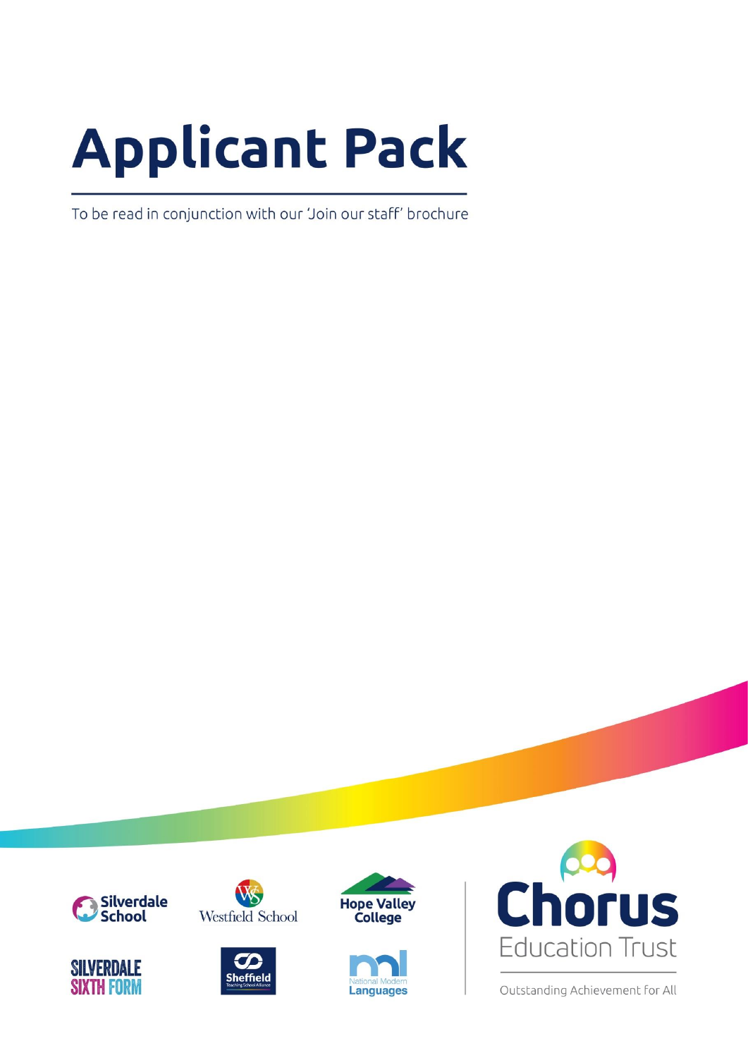# Applicant Pack

To be read in conjunction with our 'Join our staff' brochure

Silverdale School

Westfield School

Hope Valley College

Silverdale Sixth Form

Sheffield Teaching School Alliance

National Modern Languages

Chorus Education Trust

Outstanding Achievement for All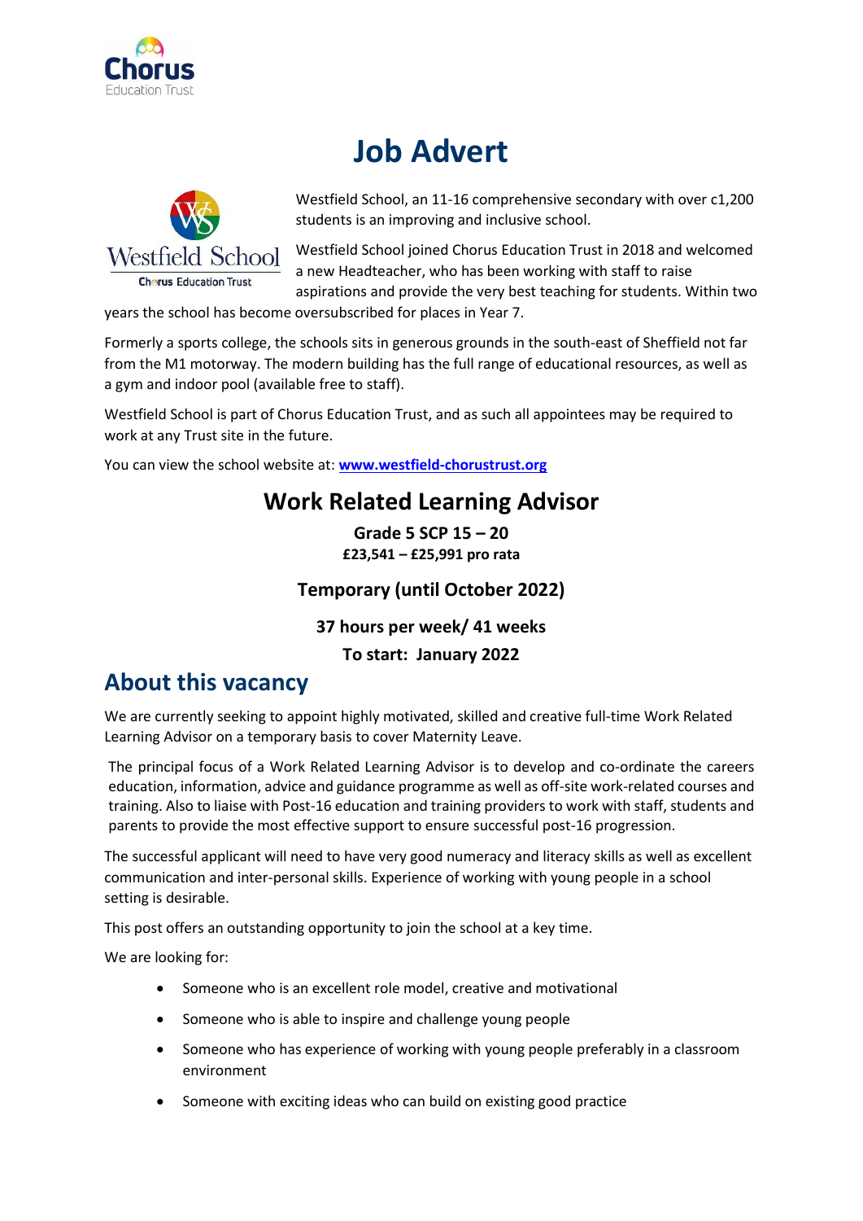# Job Advert

Westfield School, an 11-16 comprehensive secondary with over c1,200 students is an improving and inclusive school.

Westfield School joined Chorus Education Trust in 2018 and welcomed a new Headteacher, who has been working with staff to raise aspirations and provide the very best teaching for students. Within two years the school has become oversubscribed for places in Year 7.

Formerly a sports college, the schools sits in generous grounds in the south-east of Sheffield not far from the M1 motorway. The modern building has the full range of educational resources, as well as a gym and indoor pool (available free to staff).

Westfield School is part of Chorus Education Trust, and as such all appointees may be required to work at any Trust site in the future.

You can view the school website at: **[www.westfield-chorustrust.org](www.westfield-chorustrust.org)**

## Work Related Learning Advisor

**Grade 5 SCP 15 – 20**

**£23,541 – £25,991 pro rata**

### Temporary (until October 2022)

**37 hours per week/ 41 weeks**

**To start: January 2022**

## About this vacancy

We are currently seeking to appoint highly motivated, skilled and creative full-time Work Related Learning Advisor on a temporary basis to cover Maternity Leave.

The principal focus of a Work Related Learning Advisor is to develop and co-ordinate the careers education, information, advice and guidance programme as well as off-site work-related courses and training. Also to liaise with Post-16 education and training providers to work with staff, students and parents to provide the most effective support to ensure successful post-16 progression.

The successful applicant will need to have very good numeracy and literacy skills as well as excellent communication and inter-personal skills. Experience of working with young people in a school setting is desirable.

This post offers an outstanding opportunity to join the school at a key time.

We are looking for:

- Someone who is an excellent role model, creative and motivational
- Someone who is able to inspire and challenge young people
- Someone who has experience of working with young people preferably in a classroom environment
- Someone with exciting ideas who can build on existing good practice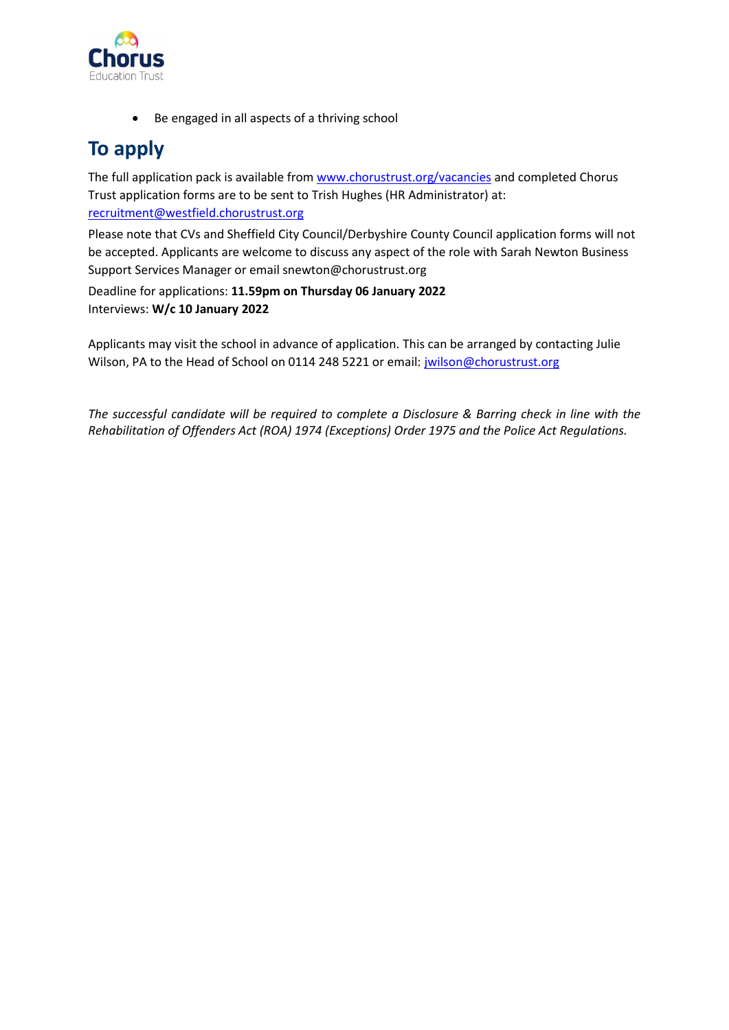- Be engaged in all aspects of a thriving school

## To apply

The full application pack is available from www.chorustrust.org/vacancies and completed Chorus Trust application forms are to be sent to Trish Hughes (HR Administrator) at: recruitment@westfield.chorustrust.org

Please note that CVs and Sheffield City Council/Derbyshire County Council application forms will not be accepted. Applicants are welcome to discuss any aspect of the role with Sarah Newton Business Support Services Manager or email snewton@chorustrust.org

Deadline for applications: **11.59pm on Thursday 06 January 2022**
Interviews: **W/c 10 January 2022**

Applicants may visit the school in advance of application. This can be arranged by contacting Julie Wilson, PA to the Head of School on 0114 248 5221 or email: jwilson@chorustrust.org

*The successful candidate will be required to complete a Disclosure & Barring check in line with the Rehabilitation of Offenders Act (ROA) 1974 (Exceptions) Order 1975 and the Police Act Regulations.*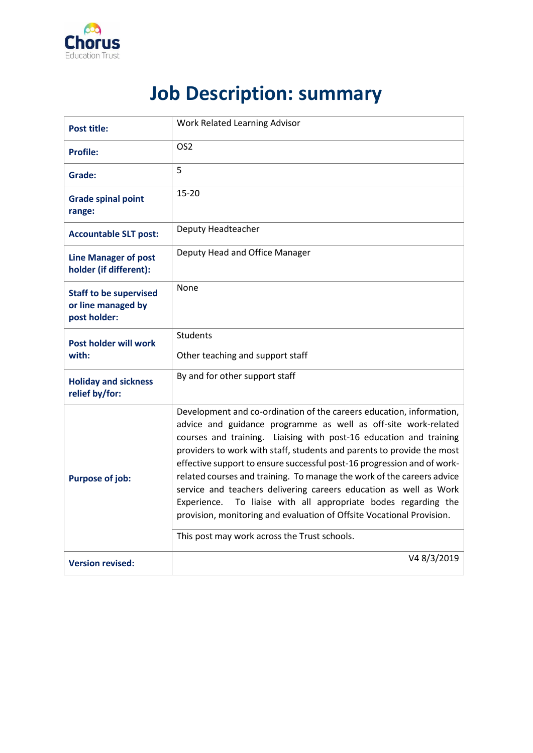Chorus Education Trust

# Job Description: summary

| | |
|---|---|
| **Post title:** | Work Related Learning Advisor |
| **Profile:** | OS2 |
| **Grade:** | 5 |
| **Grade spinal point range:** | 15-20 |
| **Accountable SLT post:** | Deputy Headteacher |
| **Line Manager of post holder (if different):** | Deputy Head and Office Manager |
| **Staff to be supervised or line managed by post holder:** | None |
| **Post holder will work with:** | Students<br><br>Other teaching and support staff |
| **Holiday and sickness relief by/for:** | By and for other support staff |
| **Purpose of job:** | Development and co-ordination of the careers education, information, advice and guidance programme as well as off-site work-related courses and training. Liaising with post-16 education and training providers to work with staff, students and parents to provide the most effective support to ensure successful post-16 progression and of work-related courses and training. To manage the work of the careers advice service and teachers delivering careers education as well as Work Experience. To liaise with all appropriate bodes regarding the provision, monitoring and evaluation of Offsite Vocational Provision.<br><br>This post may work across the Trust schools. |
| **Version revised:** | V4 8/3/2019 |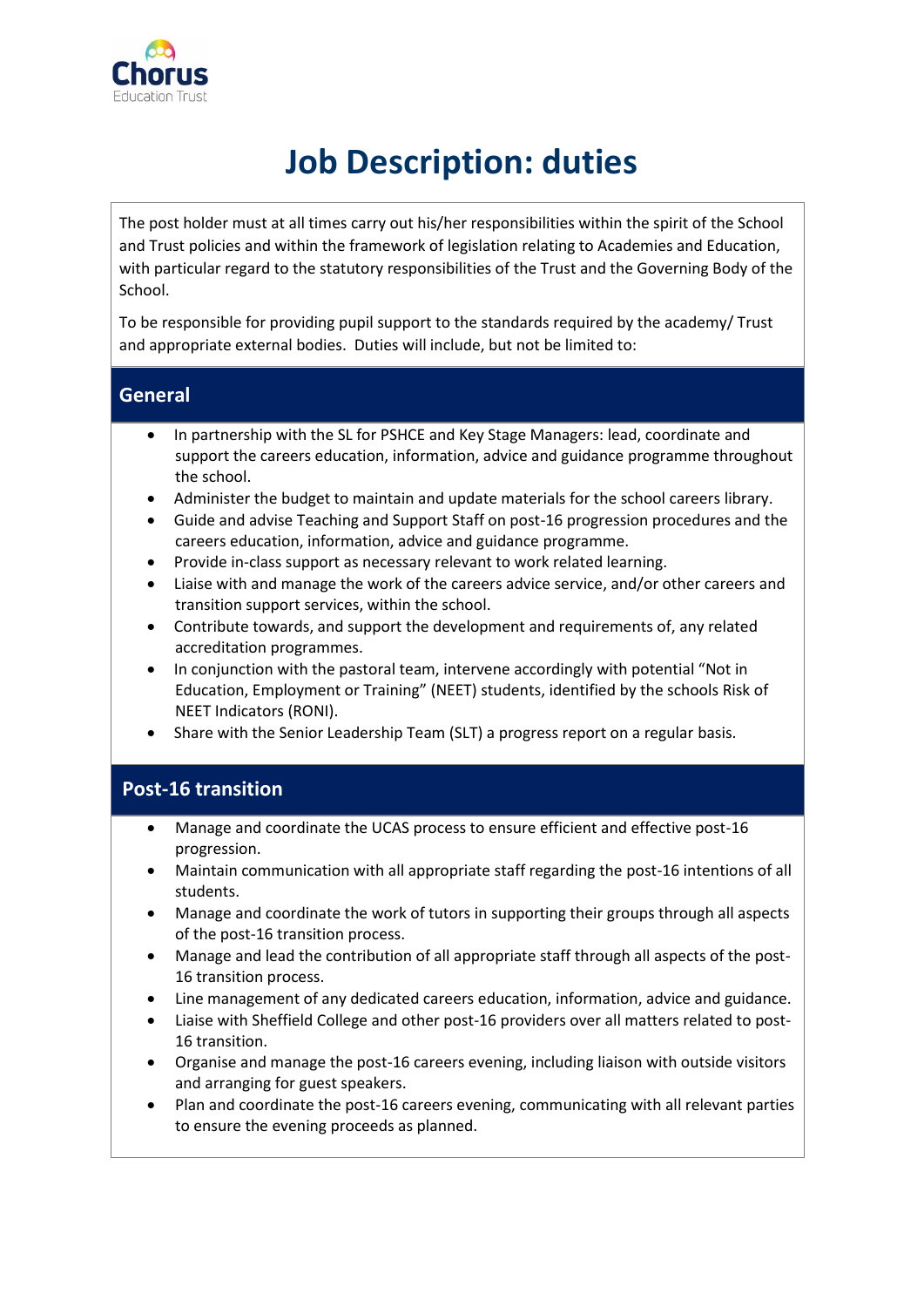Chorus Education Trust

# Job Description: duties

The post holder must at all times carry out his/her responsibilities within the spirit of the School and Trust policies and within the framework of legislation relating to Academies and Education, with particular regard to the statutory responsibilities of the Trust and the Governing Body of the School.

To be responsible for providing pupil support to the standards required by the academy/ Trust and appropriate external bodies. Duties will include, but not be limited to:

## General

- In partnership with the SL for PSHCE and Key Stage Managers: lead, coordinate and support the careers education, information, advice and guidance programme throughout the school.
- Administer the budget to maintain and update materials for the school careers library.
- Guide and advise Teaching and Support Staff on post-16 progression procedures and the careers education, information, advice and guidance programme.
- Provide in-class support as necessary relevant to work related learning.
- Liaise with and manage the work of the careers advice service, and/or other careers and transition support services, within the school.
- Contribute towards, and support the development and requirements of, any related accreditation programmes.
- In conjunction with the pastoral team, intervene accordingly with potential "Not in Education, Employment or Training" (NEET) students, identified by the schools Risk of NEET Indicators (RONI).
- Share with the Senior Leadership Team (SLT) a progress report on a regular basis.

## Post-16 transition

- Manage and coordinate the UCAS process to ensure efficient and effective post-16 progression.
- Maintain communication with all appropriate staff regarding the post-16 intentions of all students.
- Manage and coordinate the work of tutors in supporting their groups through all aspects of the post-16 transition process.
- Manage and lead the contribution of all appropriate staff through all aspects of the post-16 transition process.
- Line management of any dedicated careers education, information, advice and guidance.
- Liaise with Sheffield College and other post-16 providers over all matters related to post-16 transition.
- Organise and manage the post-16 careers evening, including liaison with outside visitors and arranging for guest speakers.
- Plan and coordinate the post-16 careers evening, communicating with all relevant parties to ensure the evening proceeds as planned.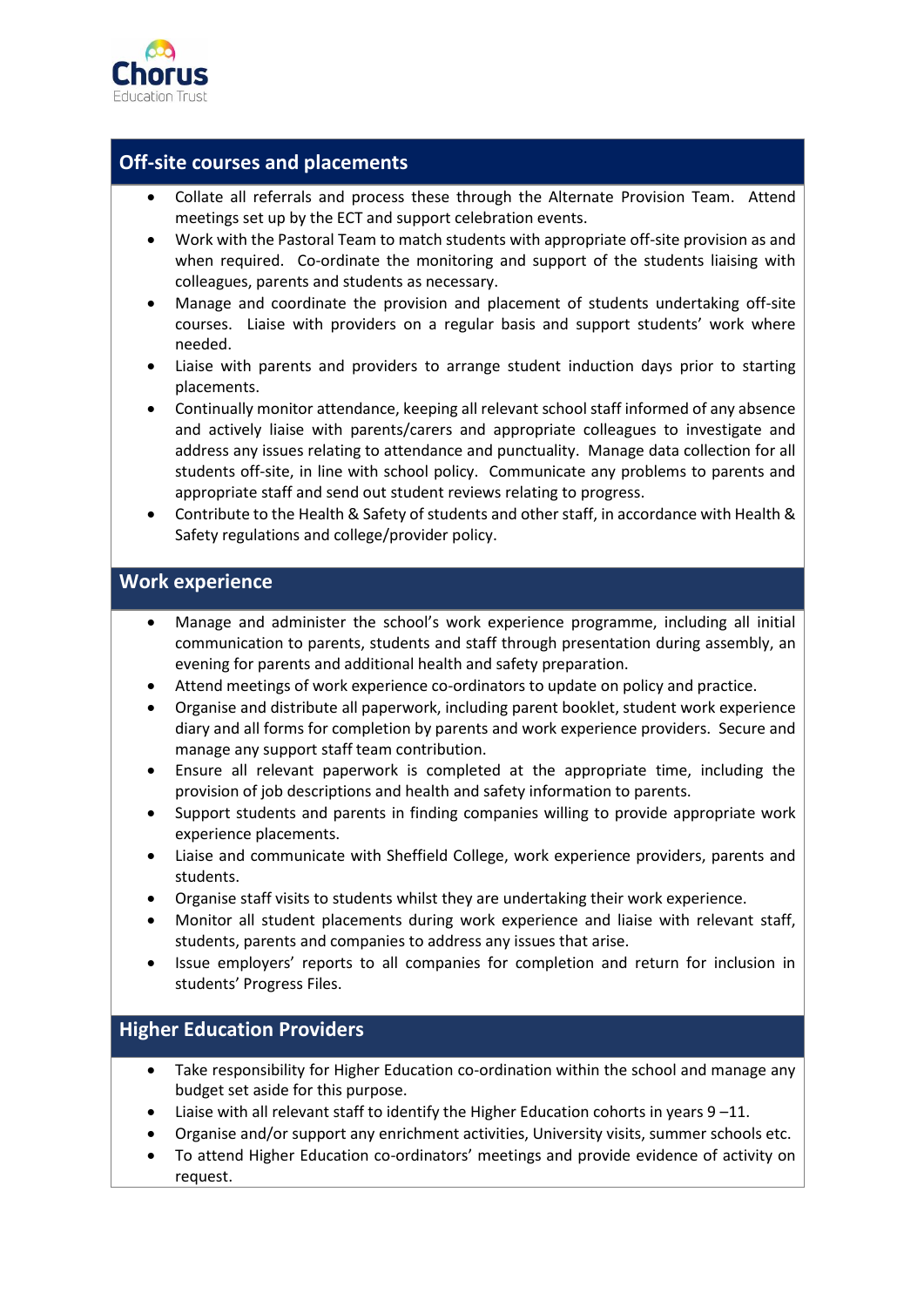## Off-site courses and placements

- Collate all referrals and process these through the Alternate Provision Team. Attend meetings set up by the ECT and support celebration events.
- Work with the Pastoral Team to match students with appropriate off-site provision as and when required. Co-ordinate the monitoring and support of the students liaising with colleagues, parents and students as necessary.
- Manage and coordinate the provision and placement of students undertaking off-site courses. Liaise with providers on a regular basis and support students' work where needed.
- Liaise with parents and providers to arrange student induction days prior to starting placements.
- Continually monitor attendance, keeping all relevant school staff informed of any absence and actively liaise with parents/carers and appropriate colleagues to investigate and address any issues relating to attendance and punctuality. Manage data collection for all students off-site, in line with school policy. Communicate any problems to parents and appropriate staff and send out student reviews relating to progress.
- Contribute to the Health & Safety of students and other staff, in accordance with Health & Safety regulations and college/provider policy.

## Work experience

- Manage and administer the school's work experience programme, including all initial communication to parents, students and staff through presentation during assembly, an evening for parents and additional health and safety preparation.
- Attend meetings of work experience co-ordinators to update on policy and practice.
- Organise and distribute all paperwork, including parent booklet, student work experience diary and all forms for completion by parents and work experience providers. Secure and manage any support staff team contribution.
- Ensure all relevant paperwork is completed at the appropriate time, including the provision of job descriptions and health and safety information to parents.
- Support students and parents in finding companies willing to provide appropriate work experience placements.
- Liaise and communicate with Sheffield College, work experience providers, parents and students.
- Organise staff visits to students whilst they are undertaking their work experience.
- Monitor all student placements during work experience and liaise with relevant staff, students, parents and companies to address any issues that arise.
- Issue employers' reports to all companies for completion and return for inclusion in students' Progress Files.

## Higher Education Providers

- Take responsibility for Higher Education co-ordination within the school and manage any budget set aside for this purpose.
- Liaise with all relevant staff to identify the Higher Education cohorts in years 9 –11.
- Organise and/or support any enrichment activities, University visits, summer schools etc.
- To attend Higher Education co-ordinators' meetings and provide evidence of activity on request.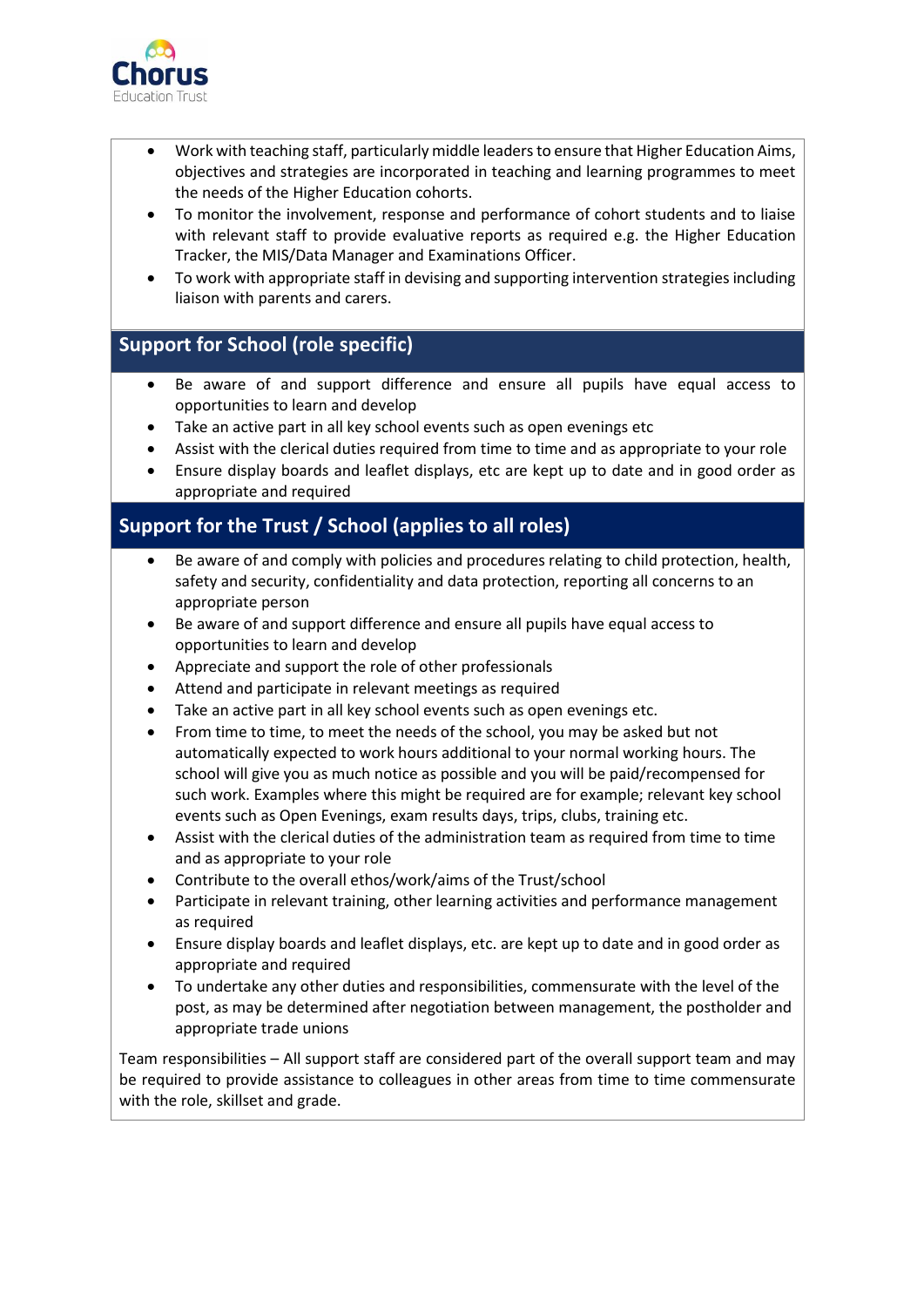- Work with teaching staff, particularly middle leaders to ensure that Higher Education Aims, objectives and strategies are incorporated in teaching and learning programmes to meet the needs of the Higher Education cohorts.
- To monitor the involvement, response and performance of cohort students and to liaise with relevant staff to provide evaluative reports as required e.g. the Higher Education Tracker, the MIS/Data Manager and Examinations Officer.
- To work with appropriate staff in devising and supporting intervention strategies including liaison with parents and carers.

## Support for School (role specific)

- Be aware of and support difference and ensure all pupils have equal access to opportunities to learn and develop
- Take an active part in all key school events such as open evenings etc
- Assist with the clerical duties required from time to time and as appropriate to your role
- Ensure display boards and leaflet displays, etc are kept up to date and in good order as appropriate and required

## Support for the Trust / School (applies to all roles)

- Be aware of and comply with policies and procedures relating to child protection, health, safety and security, confidentiality and data protection, reporting all concerns to an appropriate person
- Be aware of and support difference and ensure all pupils have equal access to opportunities to learn and develop
- Appreciate and support the role of other professionals
- Attend and participate in relevant meetings as required
- Take an active part in all key school events such as open evenings etc.
- From time to time, to meet the needs of the school, you may be asked but not automatically expected to work hours additional to your normal working hours. The school will give you as much notice as possible and you will be paid/recompensed for such work. Examples where this might be required are for example; relevant key school events such as Open Evenings, exam results days, trips, clubs, training etc.
- Assist with the clerical duties of the administration team as required from time to time and as appropriate to your role
- Contribute to the overall ethos/work/aims of the Trust/school
- Participate in relevant training, other learning activities and performance management as required
- Ensure display boards and leaflet displays, etc. are kept up to date and in good order as appropriate and required
- To undertake any other duties and responsibilities, commensurate with the level of the post, as may be determined after negotiation between management, the postholder and appropriate trade unions

Team responsibilities – All support staff are considered part of the overall support team and may be required to provide assistance to colleagues in other areas from time to time commensurate with the role, skillset and grade.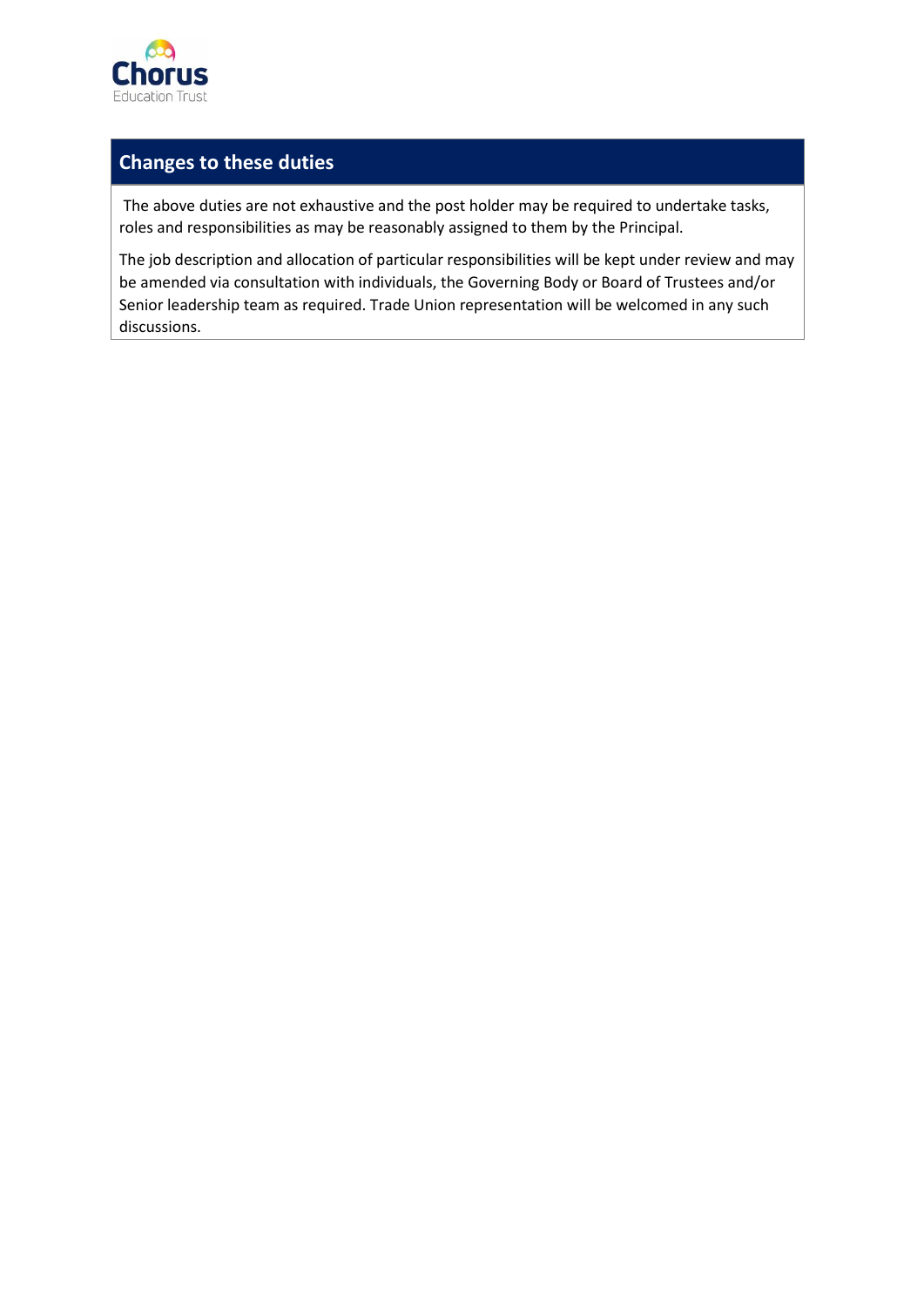## Changes to these duties

The above duties are not exhaustive and the post holder may be required to undertake tasks, roles and responsibilities as may be reasonably assigned to them by the Principal.

The job description and allocation of particular responsibilities will be kept under review and may be amended via consultation with individuals, the Governing Body or Board of Trustees and/or Senior leadership team as required. Trade Union representation will be welcomed in any such discussions.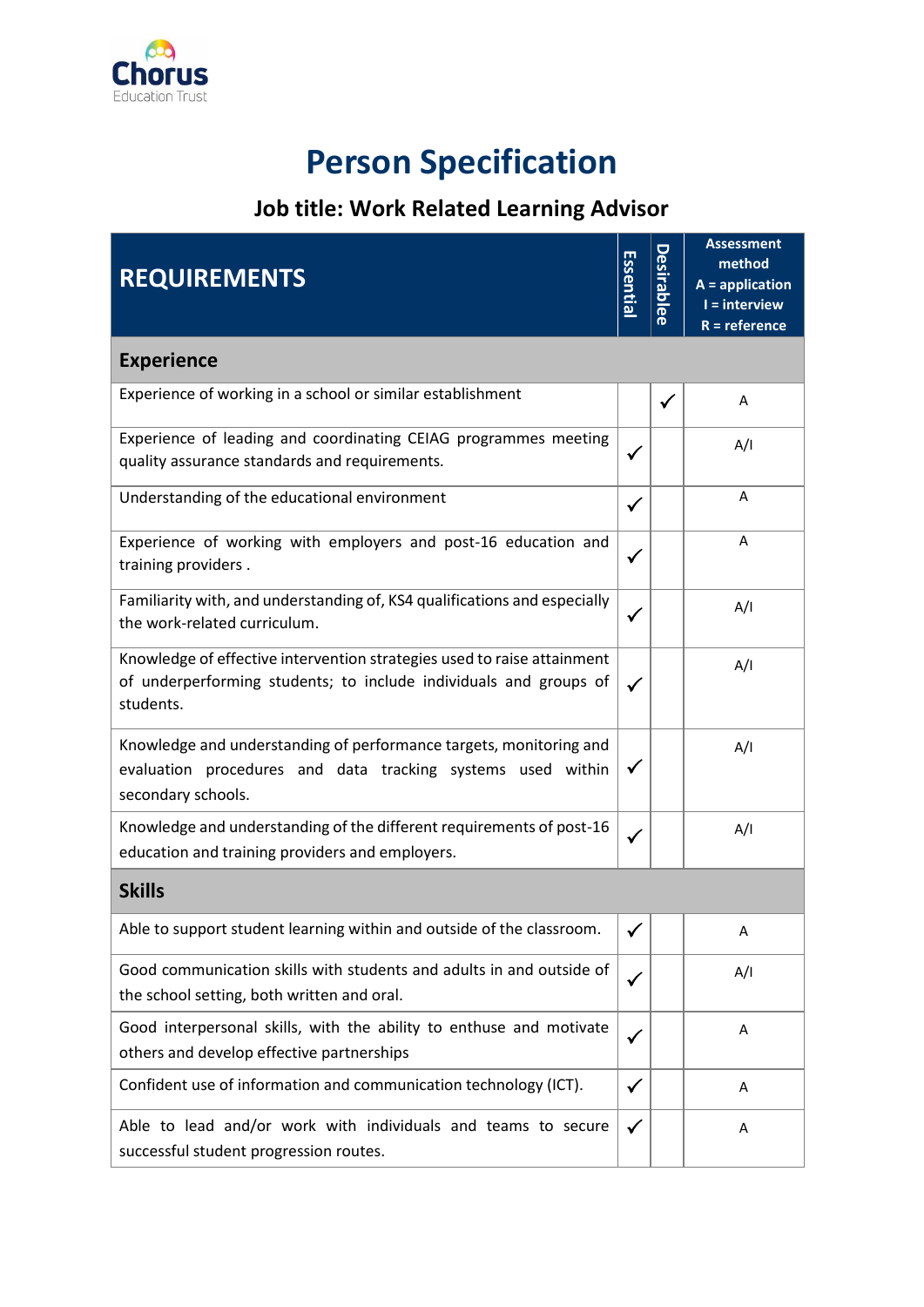Chorus Education Trust

# Person Specification

## Job title: Work Related Learning Advisor

| REQUIREMENTS | Essential | Desirablee | Assessment method A = application I = interview R = reference |
|---|---|---|---|
| **Experience** | | | |
| Experience of working in a school or similar establishment | | ✓ | A |
| Experience of leading and coordinating CEIAG programmes meeting quality assurance standards and requirements. | ✓ | | A/I |
| Understanding of the educational environment | ✓ | | A |
| Experience of working with employers and post-16 education and training providers . | ✓ | | A |
| Familiarity with, and understanding of, KS4 qualifications and especially the work-related curriculum. | ✓ | | A/I |
| Knowledge of effective intervention strategies used to raise attainment of underperforming students; to include individuals and groups of students. | ✓ | | A/I |
| Knowledge and understanding of performance targets, monitoring and evaluation procedures and data tracking systems used within secondary schools. | ✓ | | A/I |
| Knowledge and understanding of the different requirements of post-16 education and training providers and employers. | ✓ | | A/I |
| **Skills** | | | |
| Able to support student learning within and outside of the classroom. | ✓ | | A |
| Good communication skills with students and adults in and outside of the school setting, both written and oral. | ✓ | | A/I |
| Good interpersonal skills, with the ability to enthuse and motivate others and develop effective partnerships | ✓ | | A |
| Confident use of information and communication technology (ICT). | ✓ | | A |
| Able to lead and/or work with individuals and teams to secure successful student progression routes. | ✓ | | A |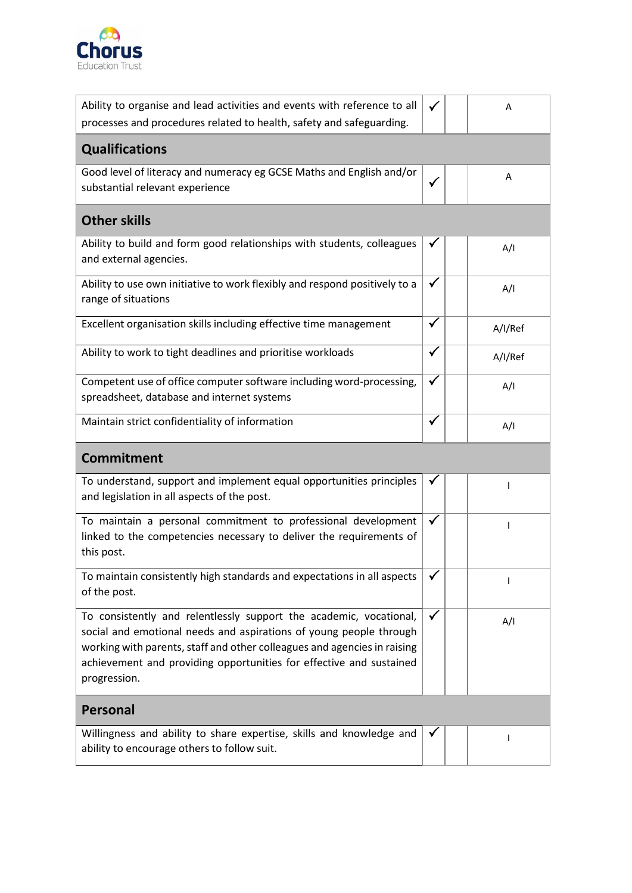| | | | |
|---|---|---|---|
| Ability to organise and lead activities and events with reference to all processes and procedures related to health, safety and safeguarding. | ✓ | | A |
| **Qualifications** | | | |
| Good level of literacy and numeracy eg GCSE Maths and English and/or substantial relevant experience | ✓ | | A |
| **Other skills** | | | |
| Ability to build and form good relationships with students, colleagues and external agencies. | ✓ | | A/I |
| Ability to use own initiative to work flexibly and respond positively to a range of situations | ✓ | | A/I |
| Excellent organisation skills including effective time management | ✓ | | A/I/Ref |
| Ability to work to tight deadlines and prioritise workloads | ✓ | | A/I/Ref |
| Competent use of office computer software including word-processing, spreadsheet, database and internet systems | ✓ | | A/I |
| Maintain strict confidentiality of information | ✓ | | A/I |
| **Commitment** | | | |
| To understand, support and implement equal opportunities principles and legislation in all aspects of the post. | ✓ | | I |
| To maintain a personal commitment to professional development linked to the competencies necessary to deliver the requirements of this post. | ✓ | | I |
| To maintain consistently high standards and expectations in all aspects of the post. | ✓ | | I |
| To consistently and relentlessly support the academic, vocational, social and emotional needs and aspirations of young people through working with parents, staff and other colleagues and agencies in raising achievement and providing opportunities for effective and sustained progression. | ✓ | | A/I |
| **Personal** | | | |
| Willingness and ability to share expertise, skills and knowledge and ability to encourage others to follow suit. | ✓ | | I |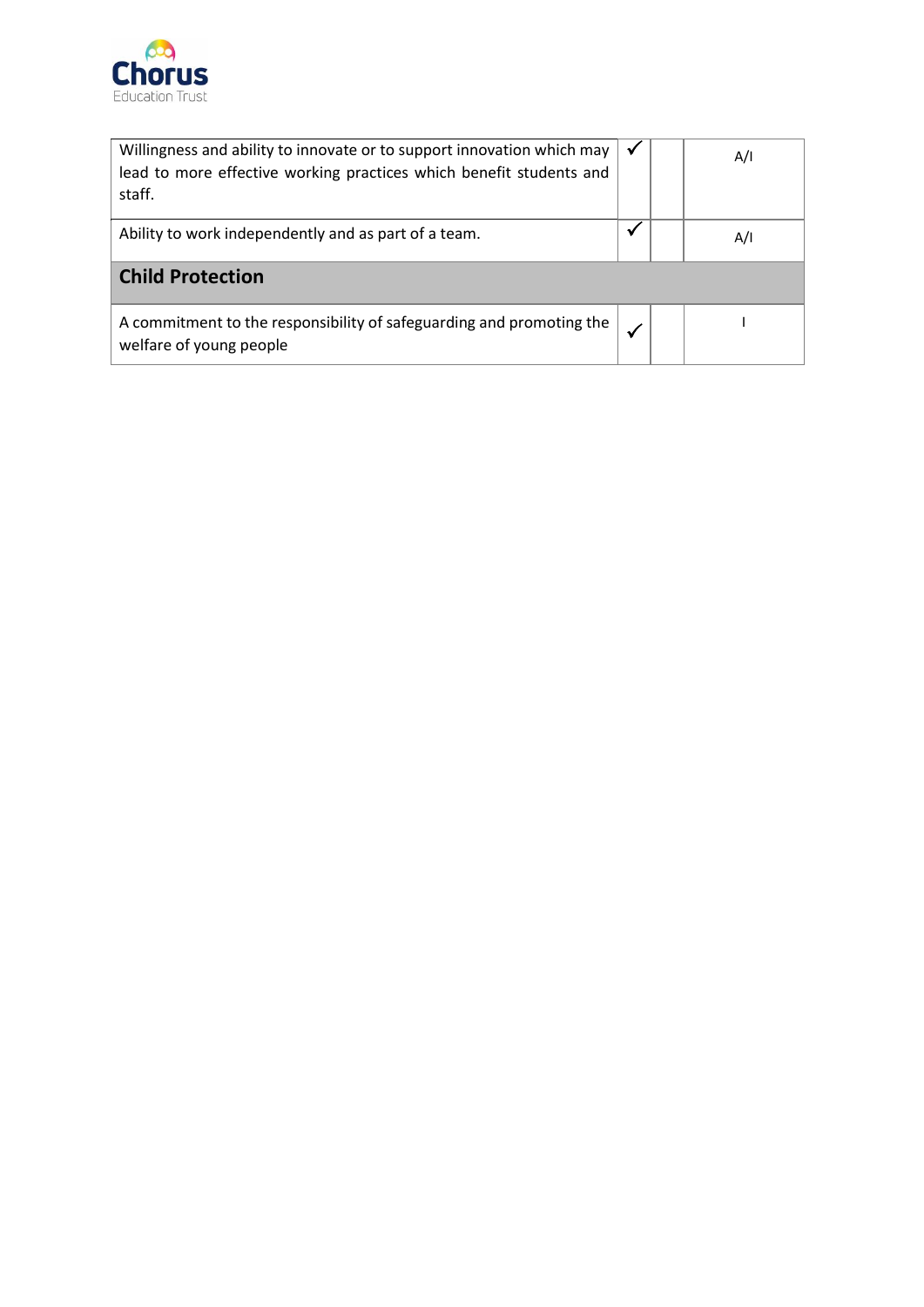| | | | |
|---|---|---|---|
| Willingness and ability to innovate or to support innovation which may lead to more effective working practices which benefit students and staff. | ✓ | | A/I |
| Ability to work independently and as part of a team. | ✓ | | A/I |
| **Child Protection** | | | |
| A commitment to the responsibility of safeguarding and promoting the welfare of young people | ✓ | | I |